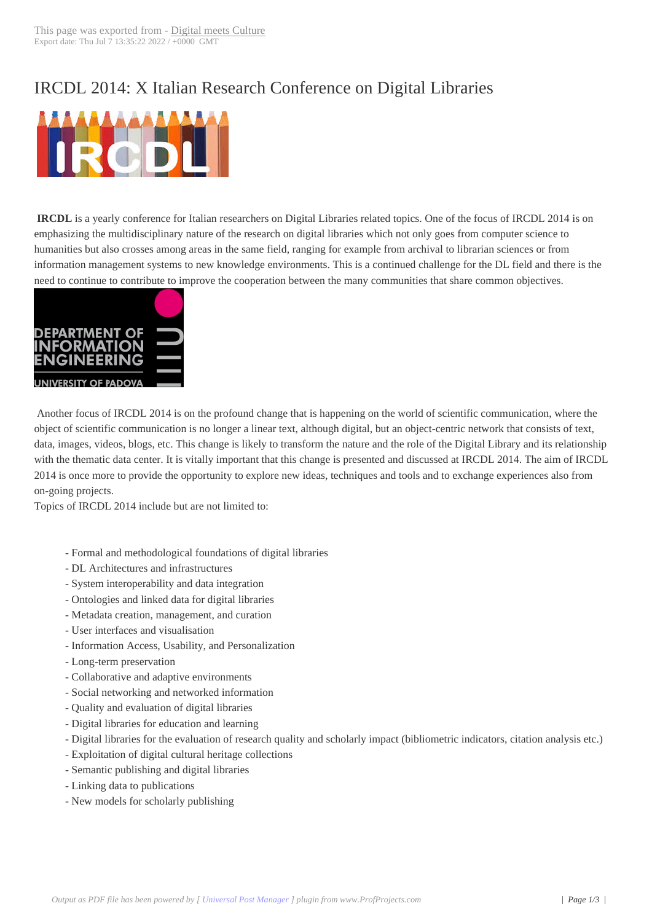# IRCDL 2014: X Italian Research Conference on Digital Libraries

**IRCDL** is a yearly conference for Italian researchers on Digital Libraries related topics. One of the focus of IRCDL 2014 is on emphasizing the multidisciplinary nature of the research on digital libraries which not only goes from computer science to humanities but also crosses among areas in the same field, ranging for example from archival to librarian sciences or from information management systems to new knowledge environments. This is a continued challenge for the DL field and there is the need to continue to contribute to improve the cooperation between the many communities that share common objectives.

Another focus of IRCDL 2014 is on the profound change that is happening on the world of scientific communication, where the object of scientific communication is no longer a linear text, although digital, but an object-centric network that consists of text, data, images, videos, blogs, etc. This change is likely to transform the nature and the role of the Digital Library and its relationship with the thematic data center. It is vitally important that this change is presented and discussed at IRCDL 2014. The aim of IRCDL 2014 is once more to provide the opportunity to explore new ideas, techniques and tools and to exchange experiences also from on-going projects.

Topics of IRCDL 2014 include but are not limited to:

- Formal and methodological foundations of digital libraries
- DL Architectures and infrastructures
- System interoperability and data integration
- Ontologies and linked data for digital libraries
- Metadata creation, management, and curation
- User interfaces and visualisation
- Information Access, Usability, and Personalization
- Long-term preservation
- Collaborative and adaptive environments
- Social networking and networked information
- Quality and evaluation of digital libraries
- Digital libraries for education and learning
- Digital libraries for the evaluation of research quality and scholarly impact (bibliometric indicators, citation analysis etc.)
- Exploitation of digital cultural heritage collections
- Semantic publishing and digital libraries
- Linking data to publications
- New models for scholarly publishing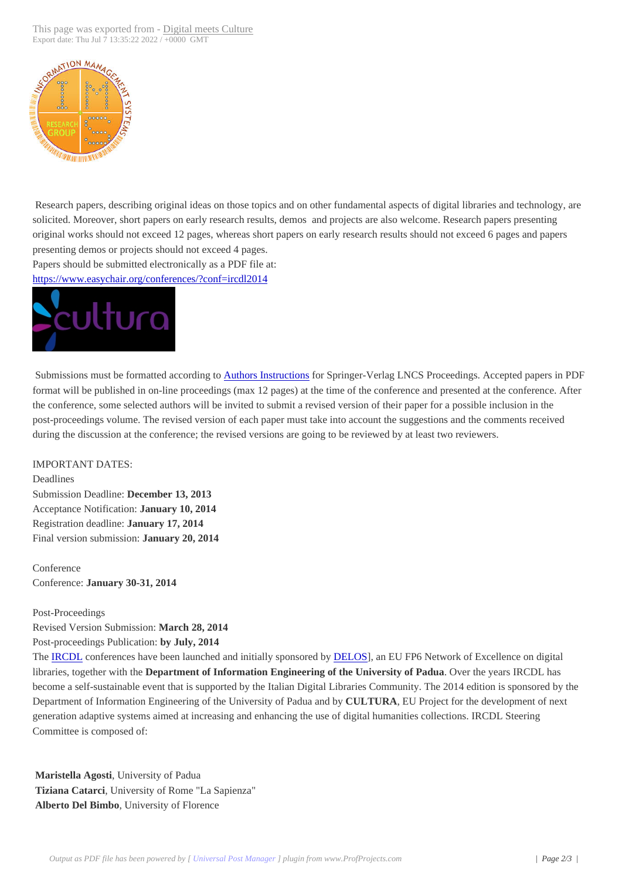Research papers, describing original ideas on those topics and on other fundamental aspects of digital libraries and technology, are solicited. Moreover, short papers on early research results, demos and projects are also welcome. Research papers presenting original works should not exceed 12 pages, whereas short papers on early research results should not exceed 6 pages and papers presenting demos or projects should not exceed 4 pages.

Papers should be submitted electronically as a PDF file at:

https://www.easychair.org/conferences/?conf=ircdl2014

Submissions must be formatted according to Authors Instructions for Springer-Verlag LNCS Proceedings. Accepted papers in PDF format will be published in on-line proceedings (max 12 pages) at the time of the conference and presented at the conference. After the conference, some selected authors will be invited to submit a revised version of their paper for a possible inclusion in the post-proceedings volume. The revised version of each paper must take into account the suggestions and the comments received during the discussion at the conference; the revised versions are going to be reviewed by at least two reviewers.

IMPORTANT DATES:

Deadlines

Submission Deadline: **December 13, 2013**

Acceptance Notification: **January 10, 2014**

Registration deadline: **January 17, 2014**

Final version submission: **January 20, 2014**

Conference

Conference: **January 30-31, 2014**

Post-Proceedings

Revised Version Submission: **March 28, 2014**

Post-proceedings Publication: **by July, 2014**

The IRCDL conferences have been launched and initially sponsored by DELOS], an EU FP6 Network of Excellence on digital libraries, together with the **Department of Information Engineering of the University of Padua**. Over the years IRCDL has become a self-sustainable event that is supported by the Italian Digital Libraries Community. The 2014 edition is sponsored by the Department of Information Engineering of the University of Padua and by **CULTURA**, EU Project for the development of next generation adaptive systems aimed at increasing and enhancing the use of digital humanities collections. IRCDL Steering Committee is composed of:

**Maristella Agosti**, University of Padua

**Tiziana Catarci**, University of Rome "La Sapienza"

**Alberto Del Bimbo**, University of Florence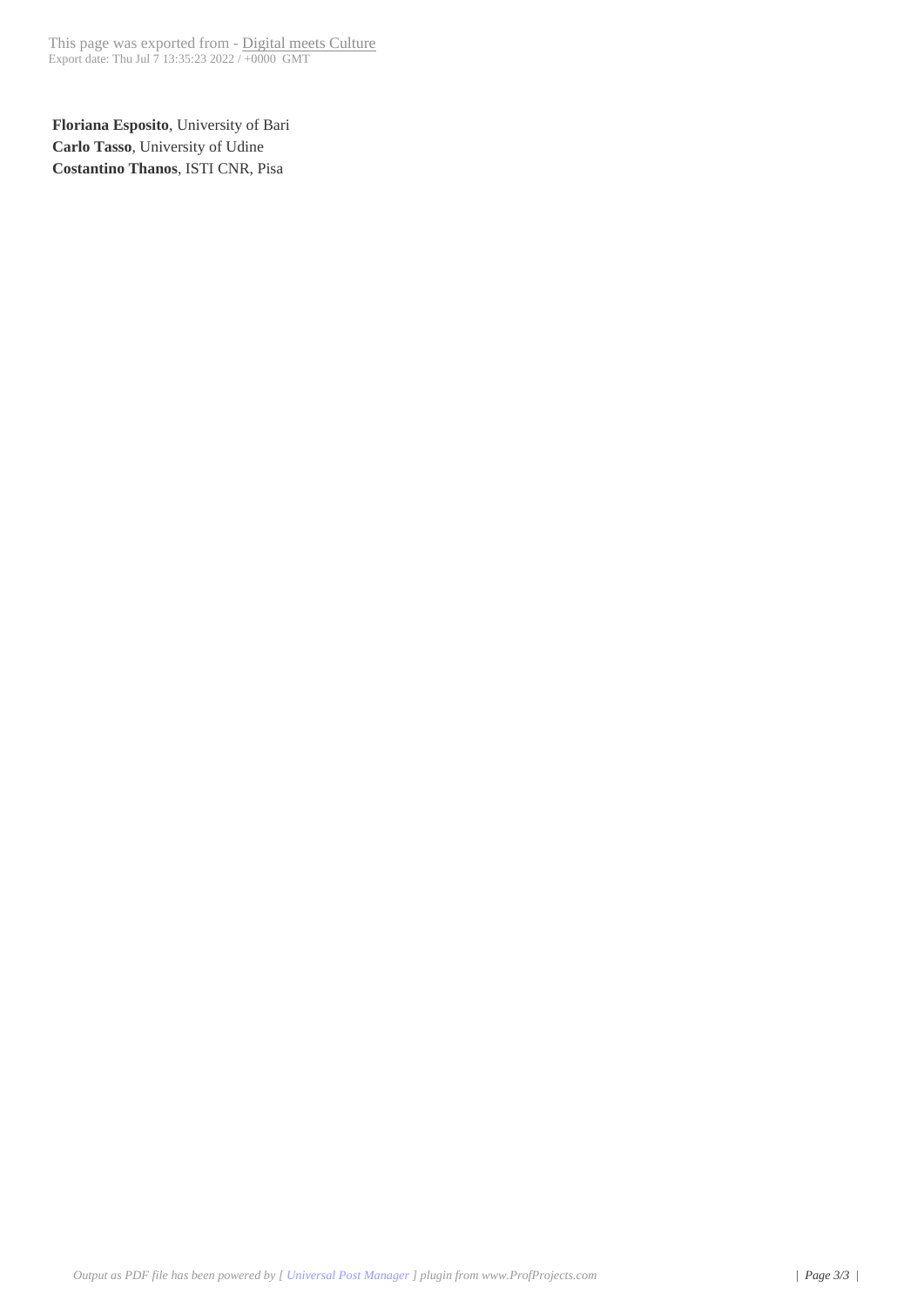**Floriana Esposito**, University of Bari
**Carlo Tasso**, University of Udine
**Costantino Thanos**, ISTI CNR, Pisa